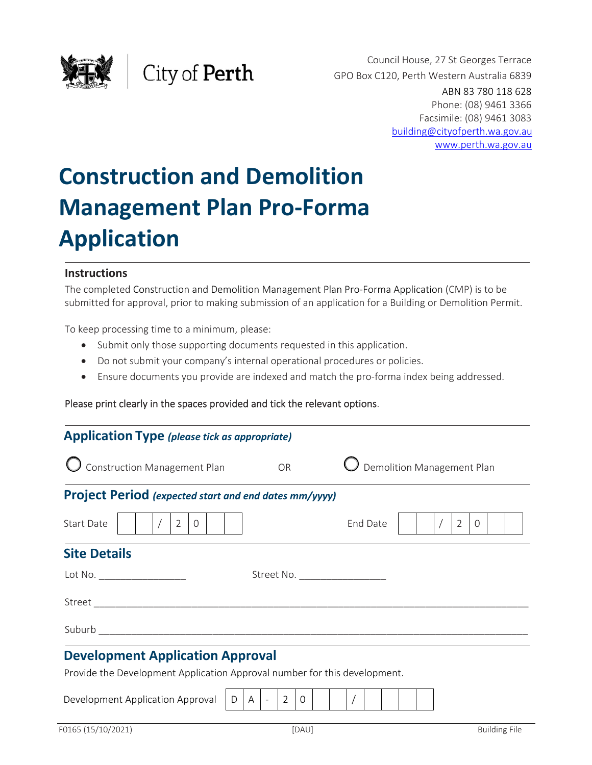City of **Perth**

Council House, 27 St Georges Terrace
GPO Box C120, Perth Western Australia 6839
ABN 83 780 118 628
Phone: (08) 9461 3366
Facsimile: (08) 9461 3083
building@cityofperth.wa.gov.au
www.perth.wa.gov.au

# Construction and Demolition Management Plan Pro-Forma Application

### Instructions

The completed Construction and Demolition Management Plan Pro-Forma Application (CMP) is to be submitted for approval, prior to making submission of an application for a Building or Demolition Permit.

To keep processing time to a minimum, please:

- Submit only those supporting documents requested in this application.
- Do not submit your company's internal operational procedures or policies.
- Ensure documents you provide are indexed and match the pro-forma index being addressed.

Please print clearly in the spaces provided and tick the relevant options.

## Application Type *(please tick as appropriate)*

○ Construction Management Plan OR ○ Demolition Management Plan

## Project Period *(expected start and end dates mm/yyyy)*

Start Date | | | / 2 0 | | | End Date | | | / 2 0 | | |

## Site Details

Lot No. ________________ Street No. ________________

Street ______________________________________________________________

Suburb ______________________________________________________________

## Development Application Approval

Provide the Development Application Approval number for this development.

Development Application Approval | D | A | - | 2 | 0 | | | / | | | | |

F0165 (15/10/2021) [DAU] Building File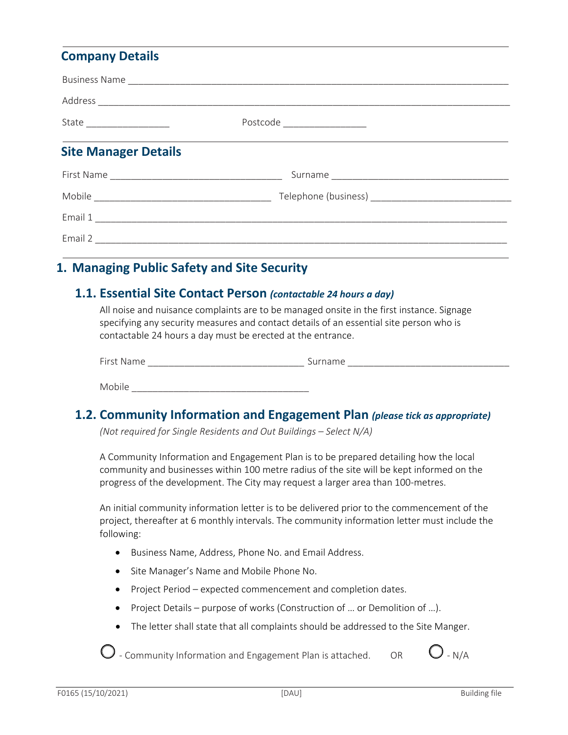## Company Details

Business Name ___________________________________________________________________________

Address ______________________________________________________________________________

State ________________ Postcode ________________

## Site Manager Details

First Name _________________________________ Surname _________________________________

Mobile _________________________________ Telephone (business) _________________________

Email 1 ______________________________________________________________________________

Email 2 ______________________________________________________________________________

# 1. Managing Public Safety and Site Security

## 1.1. Essential Site Contact Person *(contactable 24 hours a day)*

All noise and nuisance complaints are to be managed onsite in the first instance. Signage specifying any security measures and contact details of an essential site person who is contactable 24 hours a day must be erected at the entrance.

First Name _____________________________ Surname ______________________________

Mobile _________________________________

## 1.2. Community Information and Engagement Plan *(please tick as appropriate)*

*(Not required for Single Residents and Out Buildings – Select N/A)*

A Community Information and Engagement Plan is to be prepared detailing how the local community and businesses within 100 metre radius of the site will be kept informed on the progress of the development. The City may request a larger area than 100-metres.

An initial community information letter is to be delivered prior to the commencement of the project, thereafter at 6 monthly intervals. The community information letter must include the following:

- Business Name, Address, Phone No. and Email Address.
- Site Manager's Name and Mobile Phone No.
- Project Period – expected commencement and completion dates.
- Project Details – purpose of works (Construction of … or Demolition of …).
- The letter shall state that all complaints should be addressed to the Site Manger.

◯ - Community Information and Engagement Plan is attached. OR ◯ - N/A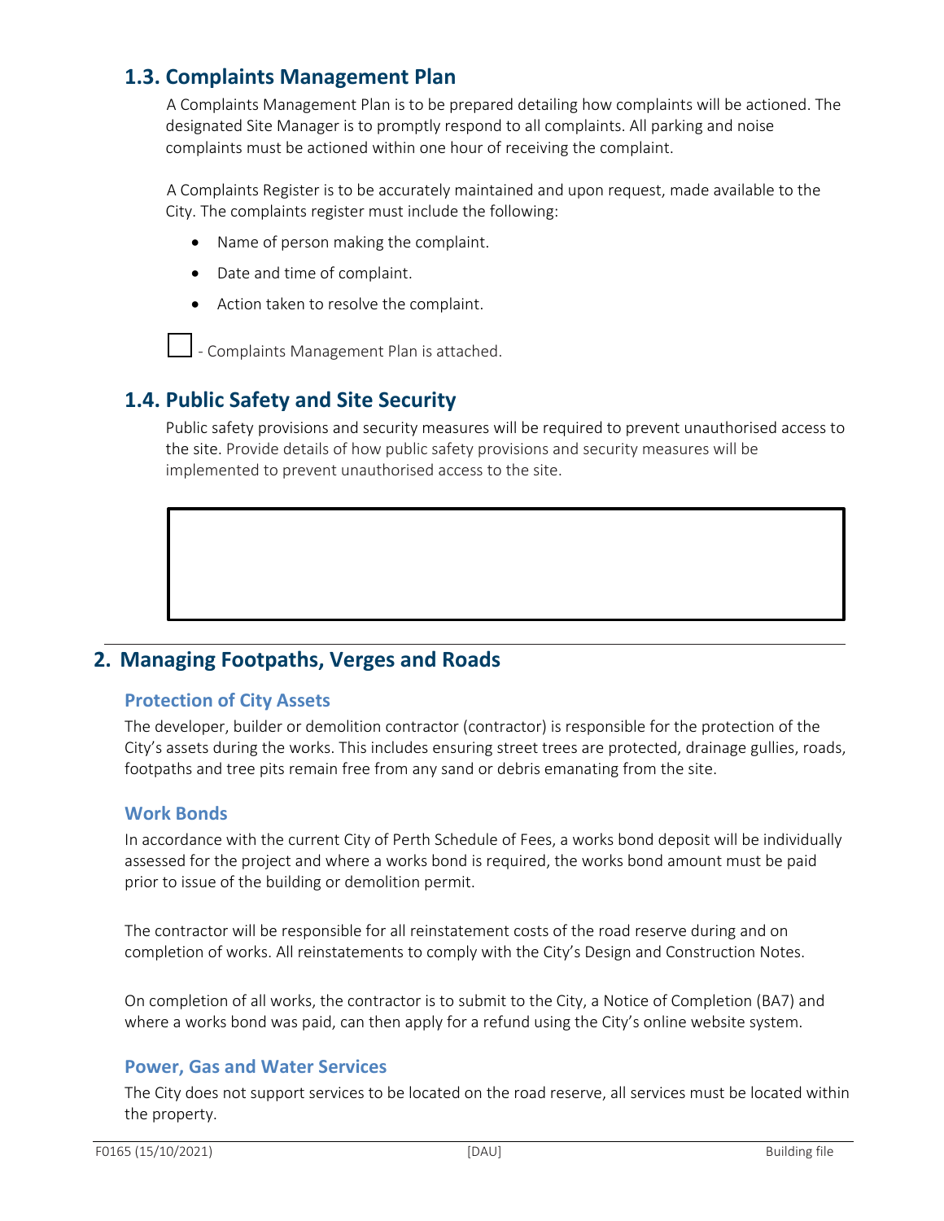## 1.3. Complaints Management Plan

A Complaints Management Plan is to be prepared detailing how complaints will be actioned. The designated Site Manager is to promptly respond to all complaints. All parking and noise complaints must be actioned within one hour of receiving the complaint.

A Complaints Register is to be accurately maintained and upon request, made available to the City. The complaints register must include the following:

- Name of person making the complaint.
- Date and time of complaint.
- Action taken to resolve the complaint.

☐ - Complaints Management Plan is attached.

## 1.4. Public Safety and Site Security

Public safety provisions and security measures will be required to prevent unauthorised access to the site. Provide details of how public safety provisions and security measures will be implemented to prevent unauthorised access to the site.

| |
|---|
| |

# 2. Managing Footpaths, Verges and Roads

### Protection of City Assets

The developer, builder or demolition contractor (contractor) is responsible for the protection of the City's assets during the works. This includes ensuring street trees are protected, drainage gullies, roads, footpaths and tree pits remain free from any sand or debris emanating from the site.

### Work Bonds

In accordance with the current City of Perth Schedule of Fees, a works bond deposit will be individually assessed for the project and where a works bond is required, the works bond amount must be paid prior to issue of the building or demolition permit.

The contractor will be responsible for all reinstatement costs of the road reserve during and on completion of works. All reinstatements to comply with the City's Design and Construction Notes.

On completion of all works, the contractor is to submit to the City, a Notice of Completion (BA7) and where a works bond was paid, can then apply for a refund using the City's online website system.

### Power, Gas and Water Services

The City does not support services to be located on the road reserve, all services must be located within the property.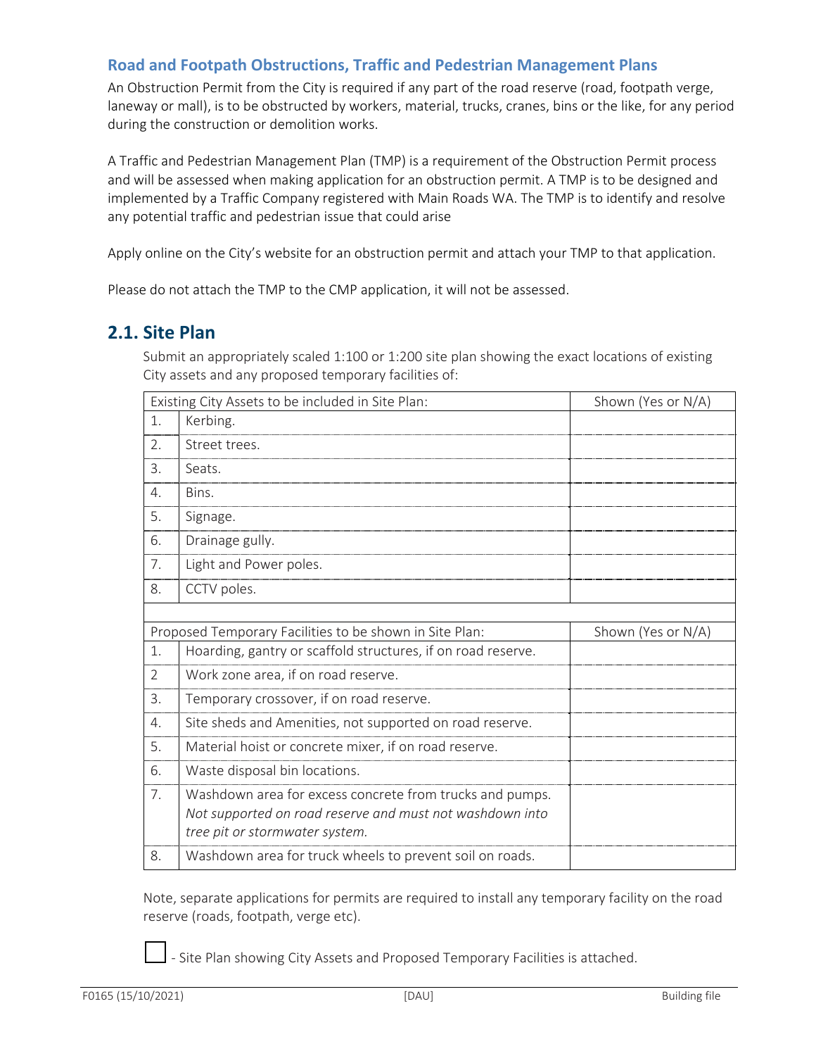### Road and Footpath Obstructions, Traffic and Pedestrian Management Plans

An Obstruction Permit from the City is required if any part of the road reserve (road, footpath verge, laneway or mall), is to be obstructed by workers, material, trucks, cranes, bins or the like, for any period during the construction or demolition works.

A Traffic and Pedestrian Management Plan (TMP) is a requirement of the Obstruction Permit process and will be assessed when making application for an obstruction permit. A TMP is to be designed and implemented by a Traffic Company registered with Main Roads WA. The TMP is to identify and resolve any potential traffic and pedestrian issue that could arise

Apply online on the City's website for an obstruction permit and attach your TMP to that application.

Please do not attach the TMP to the CMP application, it will not be assessed.

## 2.1. Site Plan

Submit an appropriately scaled 1:100 or 1:200 site plan showing the exact locations of existing City assets and any proposed temporary facilities of:

| Existing City Assets to be included in Site Plan: | | Shown (Yes or N/A) |
|---|---|---|
| 1. | Kerbing. | |
| 2. | Street trees. | |
| 3. | Seats. | |
| 4. | Bins. | |
| 5. | Signage. | |
| 6. | Drainage gully. | |
| 7. | Light and Power poles. | |
| 8. | CCTV poles. | |
| | | |
| **Proposed Temporary Facilities to be shown in Site Plan:** | | **Shown (Yes or N/A)** |
| 1. | Hoarding, gantry or scaffold structures, if on road reserve. | |
| 2 | Work zone area, if on road reserve. | |
| 3. | Temporary crossover, if on road reserve. | |
| 4. | Site sheds and Amenities, not supported on road reserve. | |
| 5. | Material hoist or concrete mixer, if on road reserve. | |
| 6. | Waste disposal bin locations. | |
| 7. | Washdown area for excess concrete from trucks and pumps. *Not supported on road reserve and must not washdown into tree pit or stormwater system.* | |
| 8. | Washdown area for truck wheels to prevent soil on roads. | |

Note, separate applications for permits are required to install any temporary facility on the road reserve (roads, footpath, verge etc).

☐ - Site Plan showing City Assets and Proposed Temporary Facilities is attached.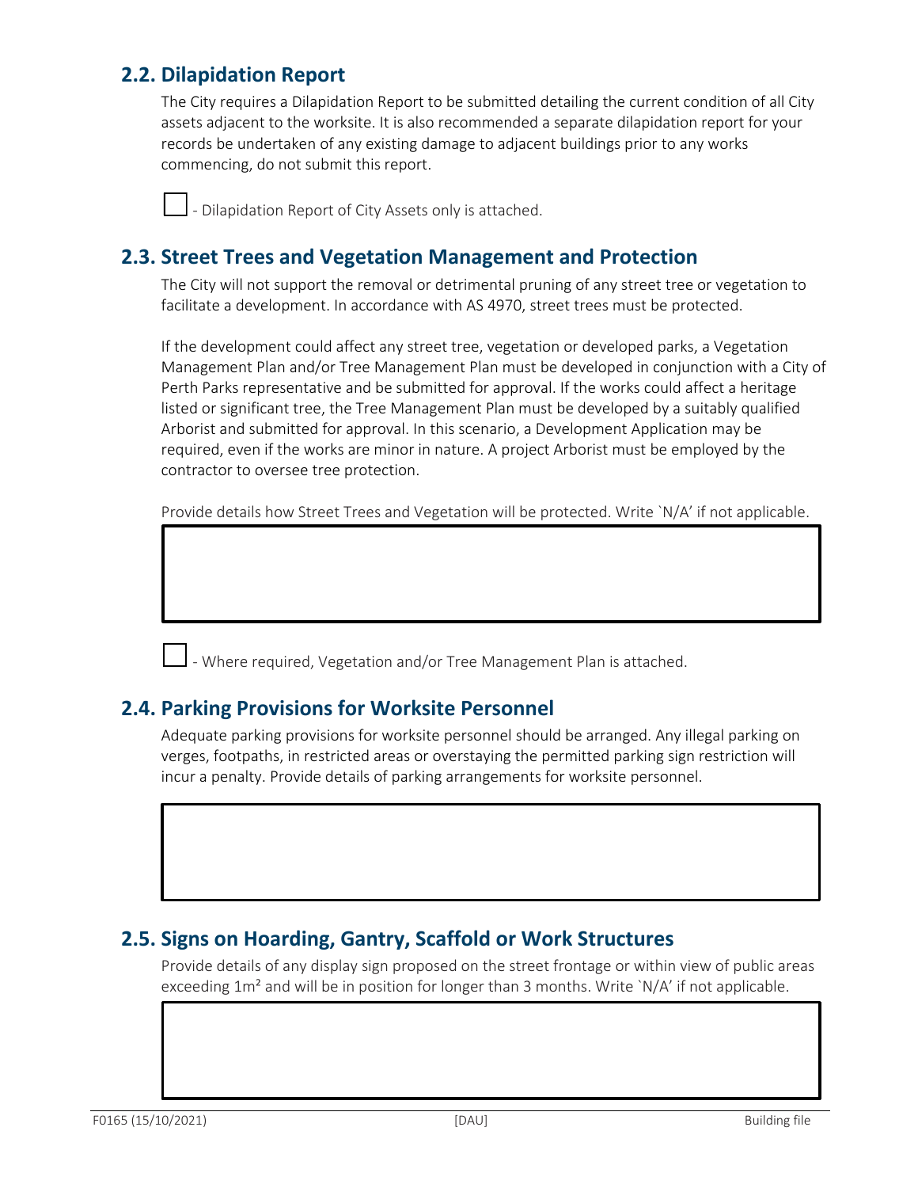## 2.2. Dilapidation Report

The City requires a Dilapidation Report to be submitted detailing the current condition of all City assets adjacent to the worksite. It is also recommended a separate dilapidation report for your records be undertaken of any existing damage to adjacent buildings prior to any works commencing, do not submit this report.

☐ - Dilapidation Report of City Assets only is attached.

## 2.3. Street Trees and Vegetation Management and Protection

The City will not support the removal or detrimental pruning of any street tree or vegetation to facilitate a development. In accordance with AS 4970, street trees must be protected.

If the development could affect any street tree, vegetation or developed parks, a Vegetation Management Plan and/or Tree Management Plan must be developed in conjunction with a City of Perth Parks representative and be submitted for approval. If the works could affect a heritage listed or significant tree, the Tree Management Plan must be developed by a suitably qualified Arborist and submitted for approval. In this scenario, a Development Application may be required, even if the works are minor in nature. A project Arborist must be employed by the contractor to oversee tree protection.

Provide details how Street Trees and Vegetation will be protected. Write `N/A' if not applicable.

| |
|---|
| |

☐ - Where required, Vegetation and/or Tree Management Plan is attached.

## 2.4. Parking Provisions for Worksite Personnel

Adequate parking provisions for worksite personnel should be arranged. Any illegal parking on verges, footpaths, in restricted areas or overstaying the permitted parking sign restriction will incur a penalty. Provide details of parking arrangements for worksite personnel.

| |
|---|
| |

## 2.5. Signs on Hoarding, Gantry, Scaffold or Work Structures

Provide details of any display sign proposed on the street frontage or within view of public areas exceeding 1m² and will be in position for longer than 3 months. Write `N/A' if not applicable.

| |
|---|
| |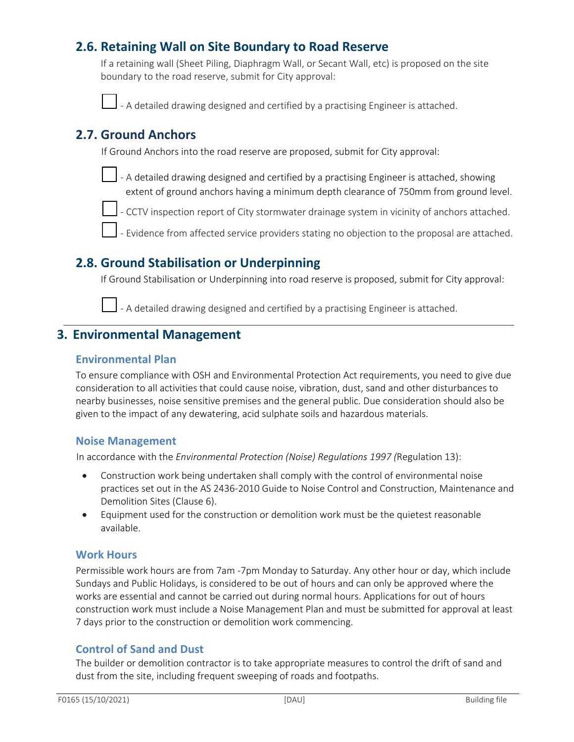## 2.6. Retaining Wall on Site Boundary to Road Reserve

If a retaining wall (Sheet Piling, Diaphragm Wall, or Secant Wall, etc) is proposed on the site boundary to the road reserve, submit for City approval:

☐ - A detailed drawing designed and certified by a practising Engineer is attached.

## 2.7. Ground Anchors

If Ground Anchors into the road reserve are proposed, submit for City approval:

☐ - A detailed drawing designed and certified by a practising Engineer is attached, showing extent of ground anchors having a minimum depth clearance of 750mm from ground level.

☐ - CCTV inspection report of City stormwater drainage system in vicinity of anchors attached.

☐ - Evidence from affected service providers stating no objection to the proposal are attached.

## 2.8. Ground Stabilisation or Underpinning

If Ground Stabilisation or Underpinning into road reserve is proposed, submit for City approval:

☐ - A detailed drawing designed and certified by a practising Engineer is attached.

# 3. Environmental Management

### Environmental Plan

To ensure compliance with OSH and Environmental Protection Act requirements, you need to give due consideration to all activities that could cause noise, vibration, dust, sand and other disturbances to nearby businesses, noise sensitive premises and the general public. Due consideration should also be given to the impact of any dewatering, acid sulphate soils and hazardous materials.

### Noise Management

In accordance with the *Environmental Protection (Noise) Regulations 1997 (*Regulation 13):

- Construction work being undertaken shall comply with the control of environmental noise practices set out in the AS 2436-2010 Guide to Noise Control and Construction, Maintenance and Demolition Sites (Clause 6).
- Equipment used for the construction or demolition work must be the quietest reasonable available.

### Work Hours

Permissible work hours are from 7am -7pm Monday to Saturday. Any other hour or day, which include Sundays and Public Holidays, is considered to be out of hours and can only be approved where the works are essential and cannot be carried out during normal hours. Applications for out of hours construction work must include a Noise Management Plan and must be submitted for approval at least 7 days prior to the construction or demolition work commencing.

### Control of Sand and Dust

The builder or demolition contractor is to take appropriate measures to control the drift of sand and dust from the site, including frequent sweeping of roads and footpaths.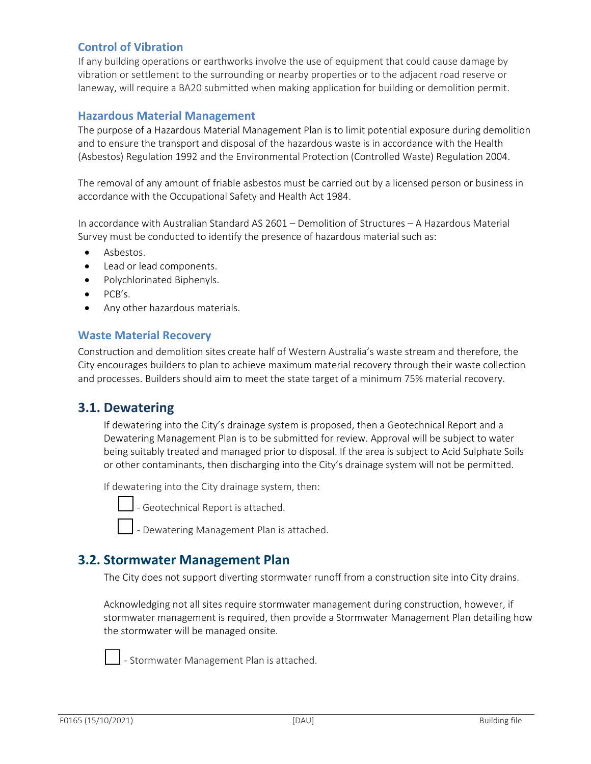### Control of Vibration

If any building operations or earthworks involve the use of equipment that could cause damage by vibration or settlement to the surrounding or nearby properties or to the adjacent road reserve or laneway, will require a BA20 submitted when making application for building or demolition permit.

### Hazardous Material Management

The purpose of a Hazardous Material Management Plan is to limit potential exposure during demolition and to ensure the transport and disposal of the hazardous waste is in accordance with the Health (Asbestos) Regulation 1992 and the Environmental Protection (Controlled Waste) Regulation 2004.

The removal of any amount of friable asbestos must be carried out by a licensed person or business in accordance with the Occupational Safety and Health Act 1984.

In accordance with Australian Standard AS 2601 – Demolition of Structures – A Hazardous Material Survey must be conducted to identify the presence of hazardous material such as:

- Asbestos.
- Lead or lead components.
- Polychlorinated Biphenyls.
- PCB's.
- Any other hazardous materials.

### Waste Material Recovery

Construction and demolition sites create half of Western Australia's waste stream and therefore, the City encourages builders to plan to achieve maximum material recovery through their waste collection and processes. Builders should aim to meet the state target of a minimum 75% material recovery.

## 3.1. Dewatering

If dewatering into the City's drainage system is proposed, then a Geotechnical Report and a Dewatering Management Plan is to be submitted for review. Approval will be subject to water being suitably treated and managed prior to disposal. If the area is subject to Acid Sulphate Soils or other contaminants, then discharging into the City's drainage system will not be permitted.

If dewatering into the City drainage system, then:

☐ - Geotechnical Report is attached.

☐ - Dewatering Management Plan is attached.

## 3.2. Stormwater Management Plan

The City does not support diverting stormwater runoff from a construction site into City drains.

Acknowledging not all sites require stormwater management during construction, however, if stormwater management is required, then provide a Stormwater Management Plan detailing how the stormwater will be managed onsite.

☐ - Stormwater Management Plan is attached.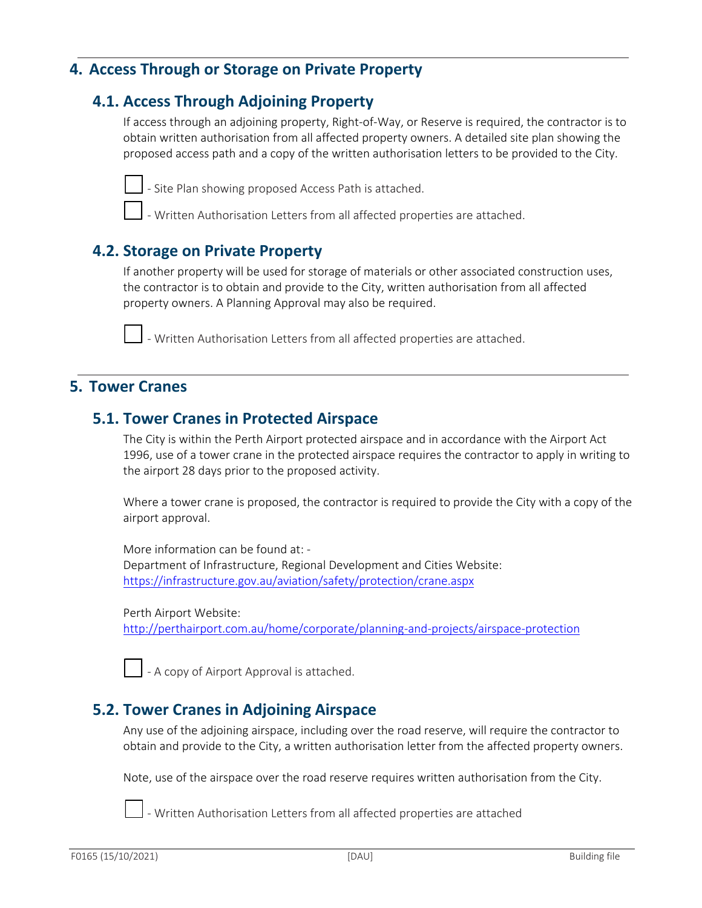## 4. Access Through or Storage on Private Property

### 4.1. Access Through Adjoining Property

If access through an adjoining property, Right-of-Way, or Reserve is required, the contractor is to obtain written authorisation from all affected property owners. A detailed site plan showing the proposed access path and a copy of the written authorisation letters to be provided to the City.

☐ - Site Plan showing proposed Access Path is attached.

☐ - Written Authorisation Letters from all affected properties are attached.

### 4.2. Storage on Private Property

If another property will be used for storage of materials or other associated construction uses, the contractor is to obtain and provide to the City, written authorisation from all affected property owners. A Planning Approval may also be required.

☐ - Written Authorisation Letters from all affected properties are attached.

## 5. Tower Cranes

### 5.1. Tower Cranes in Protected Airspace

The City is within the Perth Airport protected airspace and in accordance with the Airport Act 1996, use of a tower crane in the protected airspace requires the contractor to apply in writing to the airport 28 days prior to the proposed activity.

Where a tower crane is proposed, the contractor is required to provide the City with a copy of the airport approval.

More information can be found at: -
Department of Infrastructure, Regional Development and Cities Website:
https://infrastructure.gov.au/aviation/safety/protection/crane.aspx

Perth Airport Website:
http://perthairport.com.au/home/corporate/planning-and-projects/airspace-protection

☐ - A copy of Airport Approval is attached.

### 5.2. Tower Cranes in Adjoining Airspace

Any use of the adjoining airspace, including over the road reserve, will require the contractor to obtain and provide to the City, a written authorisation letter from the affected property owners.

Note, use of the airspace over the road reserve requires written authorisation from the City.

☐ - Written Authorisation Letters from all affected properties are attached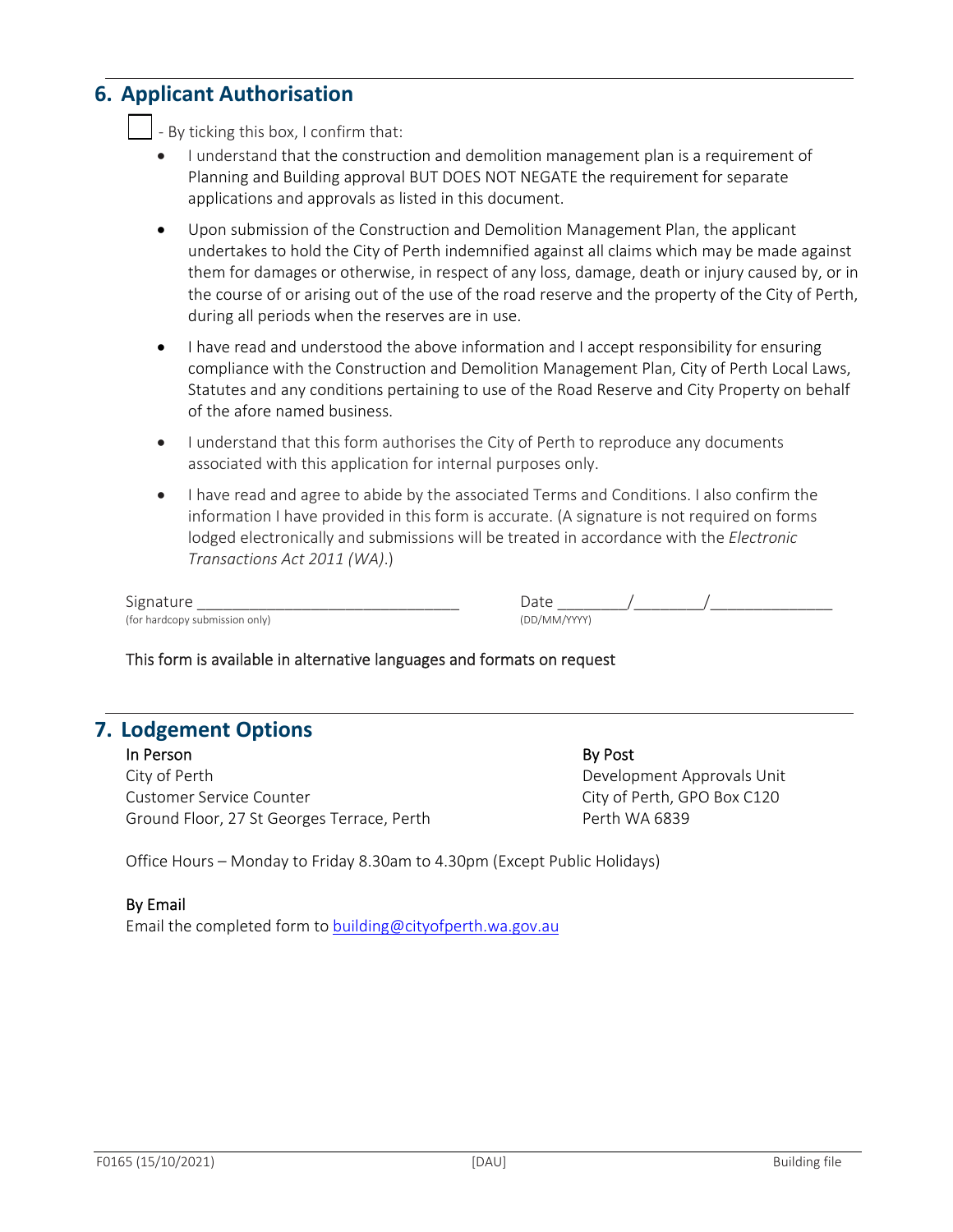## 6. Applicant Authorisation

☐ - By ticking this box, I confirm that:

- I understand that the construction and demolition management plan is a requirement of Planning and Building approval BUT DOES NOT NEGATE the requirement for separate applications and approvals as listed in this document.
- Upon submission of the Construction and Demolition Management Plan, the applicant undertakes to hold the City of Perth indemnified against all claims which may be made against them for damages or otherwise, in respect of any loss, damage, death or injury caused by, or in the course of or arising out of the use of the road reserve and the property of the City of Perth, during all periods when the reserves are in use.
- I have read and understood the above information and I accept responsibility for ensuring compliance with the Construction and Demolition Management Plan, City of Perth Local Laws, Statutes and any conditions pertaining to use of the Road Reserve and City Property on behalf of the afore named business.
- I understand that this form authorises the City of Perth to reproduce any documents associated with this application for internal purposes only.
- I have read and agree to abide by the associated Terms and Conditions. I also confirm the information I have provided in this form is accurate. (A signature is not required on forms lodged electronically and submissions will be treated in accordance with the *Electronic Transactions Act 2011 (WA)*.)

Signature ______________________________ (for hardcopy submission only)

Date ________/________/______________ (DD/MM/YYYY)

This form is available in alternative languages and formats on request

## 7. Lodgement Options

**In Person**
City of Perth
Customer Service Counter
Ground Floor, 27 St Georges Terrace, Perth

**By Post**
Development Approvals Unit
City of Perth, GPO Box C120
Perth WA 6839

Office Hours – Monday to Friday 8.30am to 4.30pm (Except Public Holidays)

**By Email**
Email the completed form to building@cityofperth.wa.gov.au